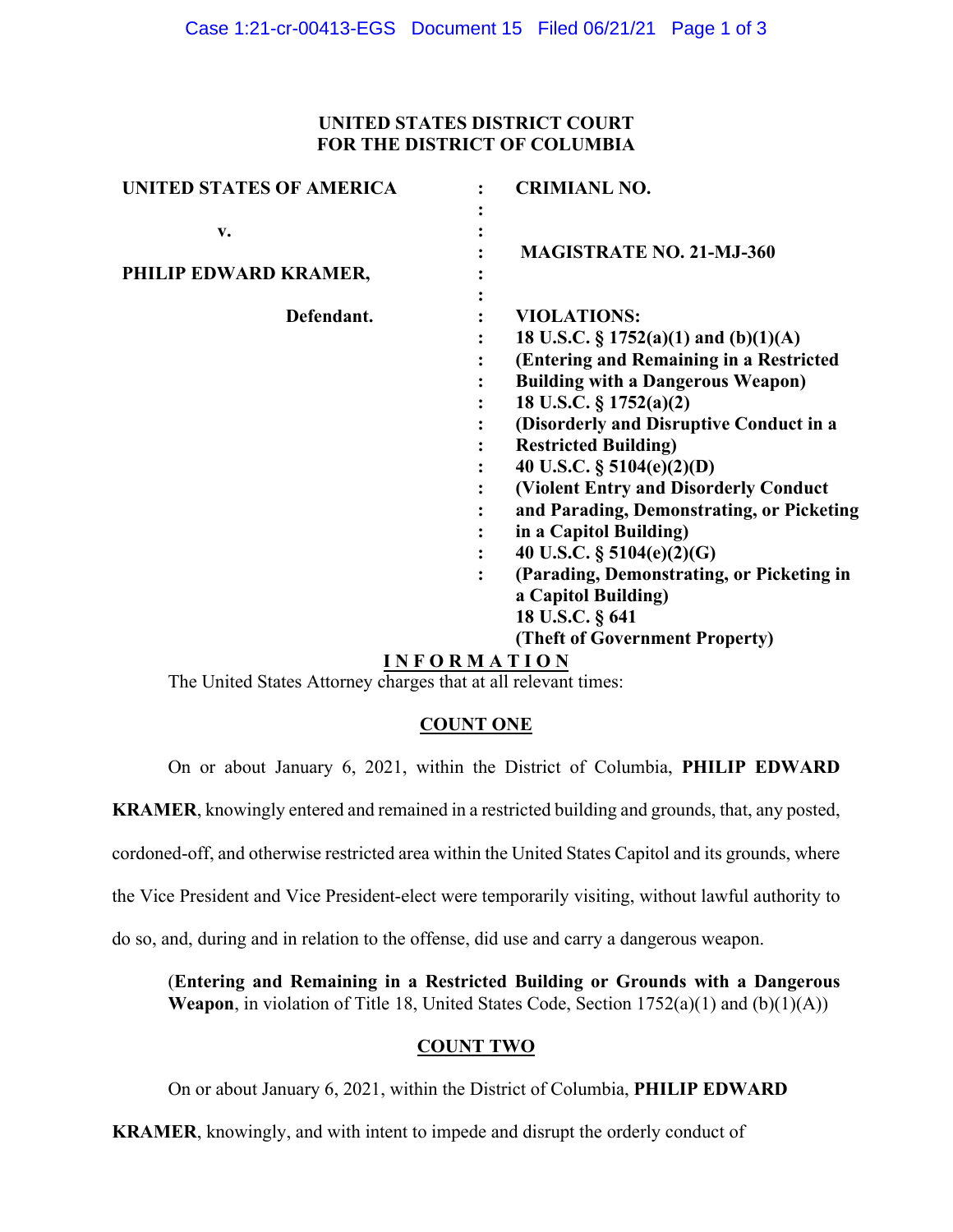**UNITED STATES DISTRICT COURT**
**FOR THE DISTRICT OF COLUMBIA**

| | | |
|---|---|---|
| **UNITED STATES OF AMERICA** | : | **CRIMIANL NO.** |
| | : | |
| **v.** | : | |
| | : | **MAGISTRATE NO. 21-MJ-360** |
| **PHILIP EDWARD KRAMER,** | : | |
| | : | |
| **Defendant.** | : | **VIOLATIONS:** |
| | : | **18 U.S.C. § 1752(a)(1) and (b)(1)(A)** |
| | : | **(Entering and Remaining in a Restricted Building with a Dangerous Weapon)** |
| | : | **18 U.S.C. § 1752(a)(2)** |
| | : | **(Disorderly and Disruptive Conduct in a Restricted Building)** |
| | : | **40 U.S.C. § 5104(e)(2)(D)** |
| | : | **(Violent Entry and Disorderly Conduct and Parading, Demonstrating, or Picketing in a Capitol Building)** |
| | : | **40 U.S.C. § 5104(e)(2)(G)** |
| | : | **(Parading, Demonstrating, or Picketing in a Capitol Building)** |
| | | **18 U.S.C. § 641** |
| | | **(Theft of Government Property)** |

# INFORMATION

The United States Attorney charges that at all relevant times:

## COUNT ONE

On or about January 6, 2021, within the District of Columbia, **PHILIP EDWARD KRAMER**, knowingly entered and remained in a restricted building and grounds, that, any posted, cordoned-off, and otherwise restricted area within the United States Capitol and its grounds, where the Vice President and Vice President-elect were temporarily visiting, without lawful authority to do so, and, during and in relation to the offense, did use and carry a dangerous weapon.

(**Entering and Remaining in a Restricted Building or Grounds with a Dangerous Weapon**, in violation of Title 18, United States Code, Section 1752(a)(1) and (b)(1)(A))

## COUNT TWO

On or about January 6, 2021, within the District of Columbia, **PHILIP EDWARD KRAMER**, knowingly, and with intent to impede and disrupt the orderly conduct of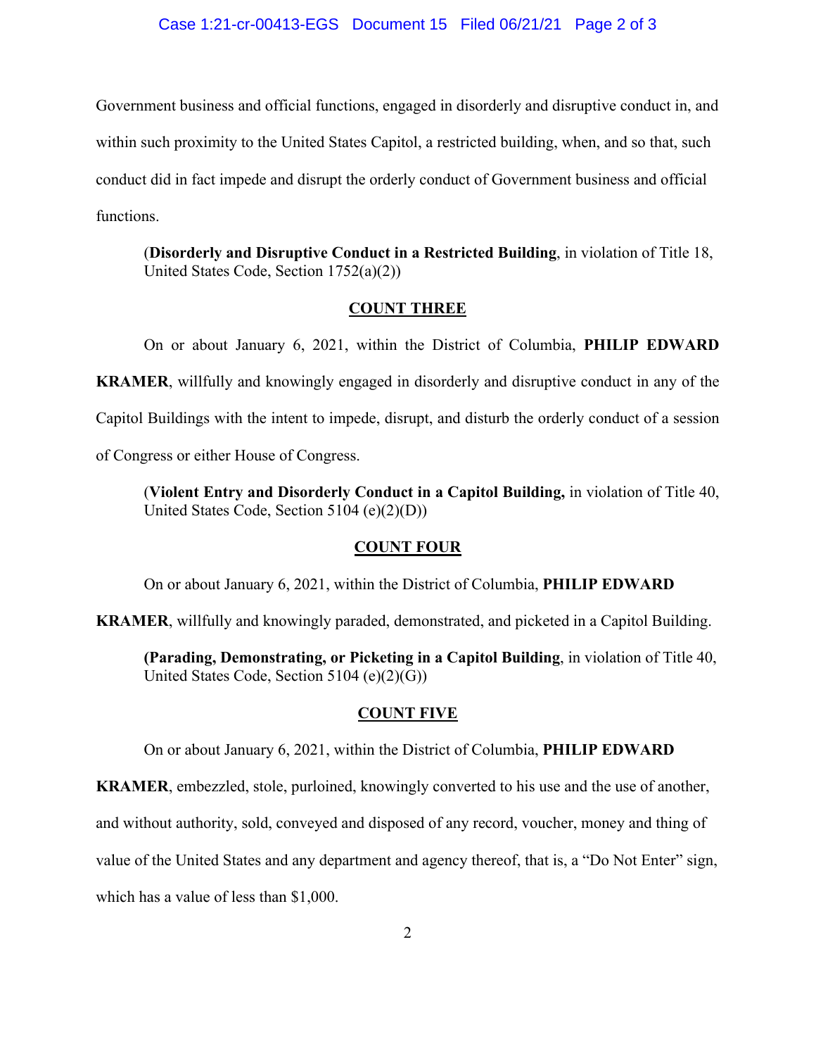Government business and official functions, engaged in disorderly and disruptive conduct in, and within such proximity to the United States Capitol, a restricted building, when, and so that, such conduct did in fact impede and disrupt the orderly conduct of Government business and official functions.

(**Disorderly and Disruptive Conduct in a Restricted Building**, in violation of Title 18, United States Code, Section 1752(a)(2))

## COUNT THREE

On or about January 6, 2021, within the District of Columbia, **PHILIP EDWARD KRAMER**, willfully and knowingly engaged in disorderly and disruptive conduct in any of the Capitol Buildings with the intent to impede, disrupt, and disturb the orderly conduct of a session of Congress or either House of Congress.

(**Violent Entry and Disorderly Conduct in a Capitol Building,** in violation of Title 40, United States Code, Section 5104 (e)(2)(D))

## COUNT FOUR

On or about January 6, 2021, within the District of Columbia, **PHILIP EDWARD KRAMER**, willfully and knowingly paraded, demonstrated, and picketed in a Capitol Building.

**(Parading, Demonstrating, or Picketing in a Capitol Building**, in violation of Title 40, United States Code, Section 5104 (e)(2)(G))

## COUNT FIVE

On or about January 6, 2021, within the District of Columbia, **PHILIP EDWARD KRAMER**, embezzled, stole, purloined, knowingly converted to his use and the use of another, and without authority, sold, conveyed and disposed of any record, voucher, money and thing of value of the United States and any department and agency thereof, that is, a "Do Not Enter" sign, which has a value of less than $1,000.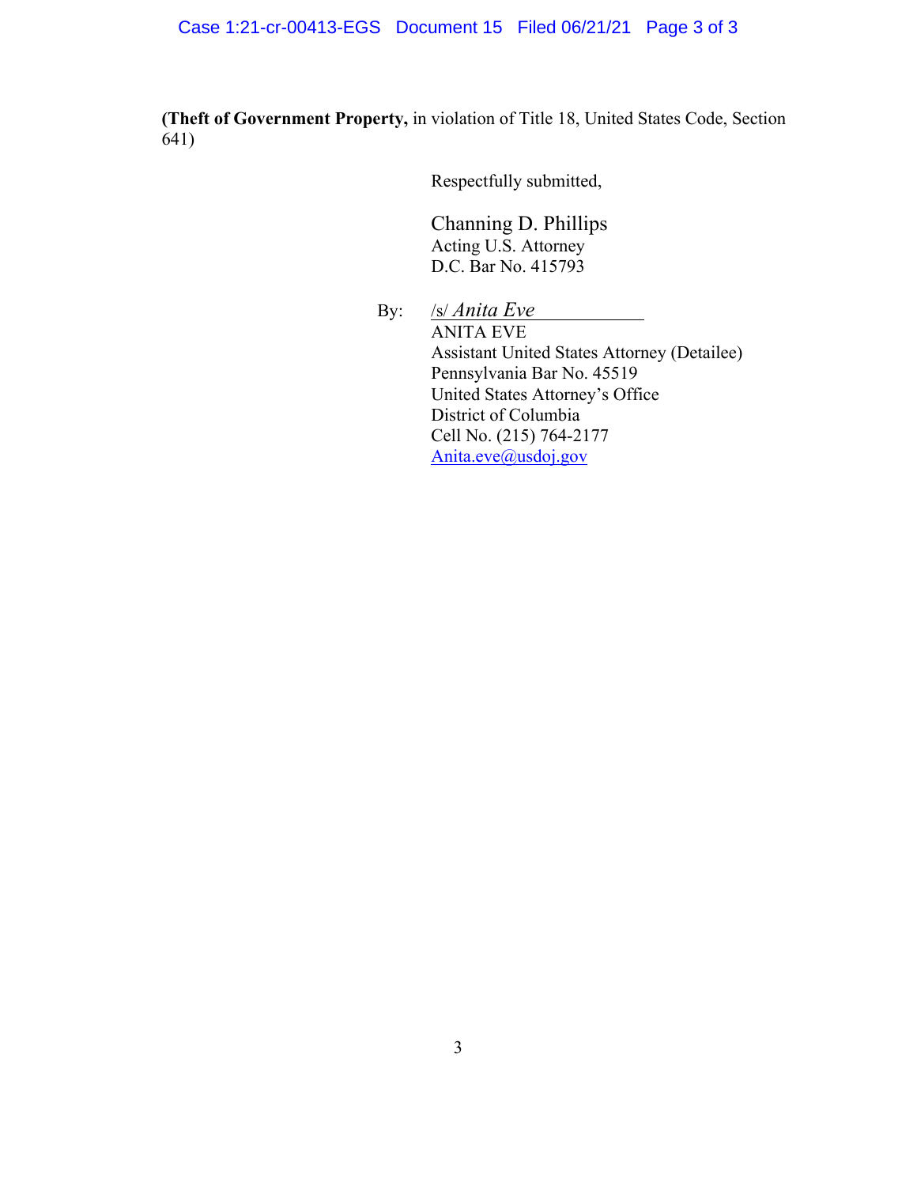**(Theft of Government Property,** in violation of Title 18, United States Code, Section 641)

Respectfully submitted,

Channing D. Phillips
Acting U.S. Attorney
D.C. Bar No. 415793

By: /s/ *Anita Eve*
ANITA EVE
Assistant United States Attorney (Detailee)
Pennsylvania Bar No. 45519
United States Attorney's Office
District of Columbia
Cell No. (215) 764-2177
Anita.eve@usdoj.gov